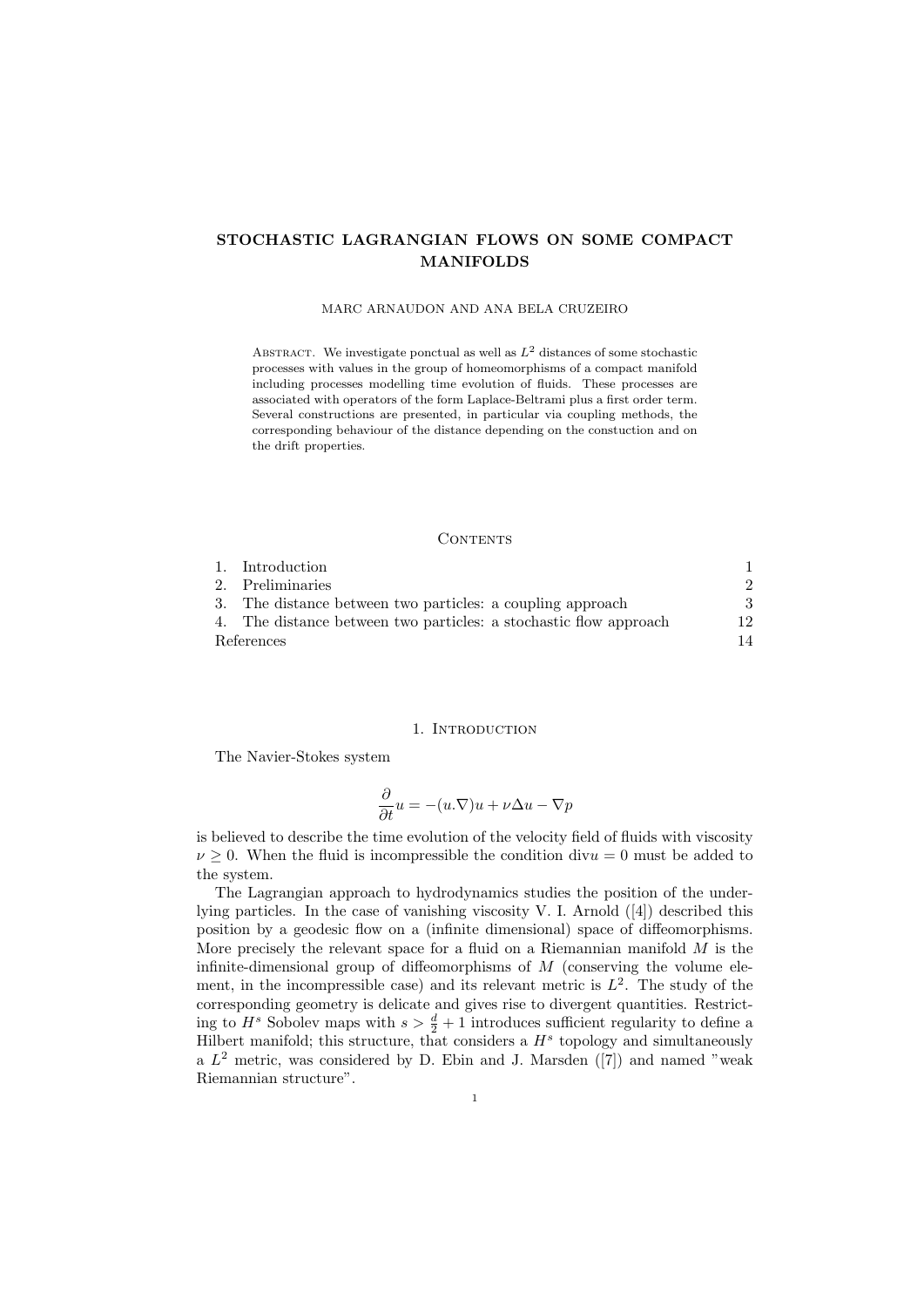# STOCHASTIC LAGRANGIAN FLOWS ON SOME COMPACT MANIFOLDS

MARC ARNAUDON AND ANA BELA CRUZEIRO

Abstract. We investigate ponctual as well as $L^2$ distances of some stochastic processes with values in the group of homeomorphisms of a compact manifold including processes modelling time evolution of fluids. These processes are associated with operators of the form Laplace-Beltrami plus a first order term. Several constructions are presented, in particular via coupling methods, the corresponding behaviour of the distance depending on the constuction and on the drift properties.

## Contents

| | |
|---|---|
| 1. Introduction | 1 |
| 2. Preliminaries | 2 |
| 3. The distance between two particles: a coupling approach | 3 |
| 4. The distance between two particles: a stochastic flow approach | 12 |
| References | 14 |

## 1. Introduction

The Navier-Stokes system

$$\frac{\partial}{\partial t}u = -(u.\nabla)u + \nu\Delta u - \nabla p$$

is believed to describe the time evolution of the velocity field of fluids with viscosity $\nu \geq 0$. When the fluid is incompressible the condition $\mathrm{div} u = 0$ must be added to the system.

The Lagrangian approach to hydrodynamics studies the position of the underlying particles. In the case of vanishing viscosity V. I. Arnold ([4]) described this position by a geodesic flow on a (infinite dimensional) space of diffeomorphisms. More precisely the relevant space for a fluid on a Riemannian manifold $M$ is the infinite-dimensional group of diffeomorphisms of $M$ (conserving the volume element, in the incompressible case) and its relevant metric is $L^2$. The study of the corresponding geometry is delicate and gives rise to divergent quantities. Restricting to $H^s$ Sobolev maps with $s > \frac{d}{2} + 1$ introduces sufficient regularity to define a Hilbert manifold; this structure, that considers a $H^s$ topology and simultaneously a $L^2$ metric, was considered by D. Ebin and J. Marsden ([7]) and named "weak Riemannian structure".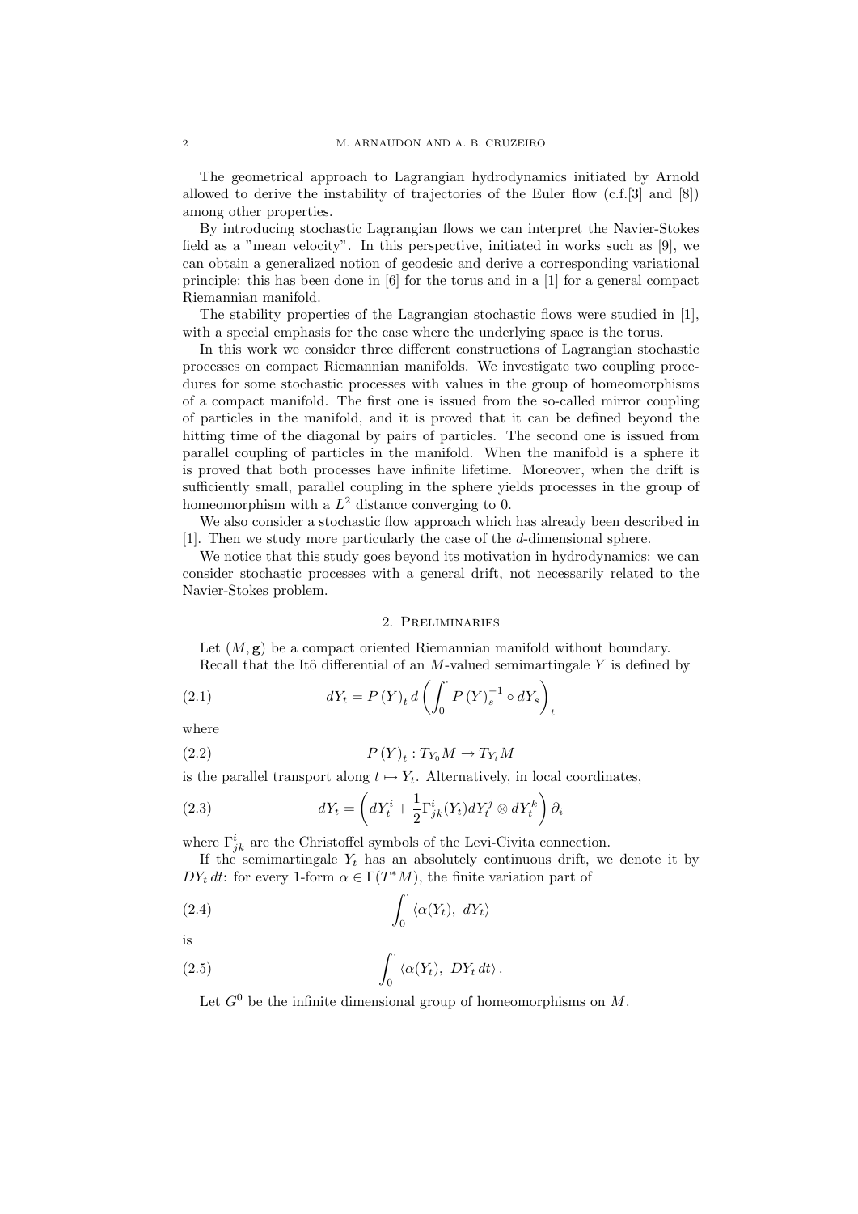The geometrical approach to Lagrangian hydrodynamics initiated by Arnold allowed to derive the instability of trajectories of the Euler flow (c.f.[3] and [8]) among other properties.

By introducing stochastic Lagrangian flows we can interpret the Navier-Stokes field as a "mean velocity". In this perspective, initiated in works such as [9], we can obtain a generalized notion of geodesic and derive a corresponding variational principle: this has been done in [6] for the torus and in a [1] for a general compact Riemannian manifold.

The stability properties of the Lagrangian stochastic flows were studied in [1], with a special emphasis for the case where the underlying space is the torus.

In this work we consider three different constructions of Lagrangian stochastic processes on compact Riemannian manifolds. We investigate two coupling procedures for some stochastic processes with values in the group of homeomorphisms of a compact manifold. The first one is issued from the so-called mirror coupling of particles in the manifold, and it is proved that it can be defined beyond the hitting time of the diagonal by pairs of particles. The second one is issued from parallel coupling of particles in the manifold. When the manifold is a sphere it is proved that both processes have infinite lifetime. Moreover, when the drift is sufficiently small, parallel coupling in the sphere yields processes in the group of homeomorphism with a $L^2$ distance converging to 0.

We also consider a stochastic flow approach which has already been described in [1]. Then we study more particularly the case of the $d$-dimensional sphere.

We notice that this study goes beyond its motivation in hydrodynamics: we can consider stochastic processes with a general drift, not necessarily related to the Navier-Stokes problem.

## 2. Preliminaries

Let $(M, \mathbf{g})$ be a compact oriented Riemannian manifold without boundary.

Recall that the Itô differential of an $M$-valued semimartingale $Y$ is defined by

$$dY_t = P(Y)_t \, d\left(\int_0^{\cdot} P(Y)_s^{-1} \circ dY_s\right)_t \tag{2.1}$$

where

$$P(Y)_t : T_{Y_0}M \to T_{Y_t}M \tag{2.2}$$

is the parallel transport along $t \mapsto Y_t$. Alternatively, in local coordinates,

$$dY_t = \left(dY_t^i + \frac{1}{2}\Gamma_{jk}^i(Y_t) dY_t^j \otimes dY_t^k\right)\partial_i \tag{2.3}$$

where $\Gamma_{jk}^i$ are the Christoffel symbols of the Levi-Civita connection.

If the semimartingale $Y_t$ has an absolutely continuous drift, we denote it by $DY_t\, dt$: for every 1-form $\alpha \in \Gamma(T^*M)$, the finite variation part of

$$\int_0^{\cdot} \langle \alpha(Y_t),\ dY_t \rangle \tag{2.4}$$

is

$$\int_0^{\cdot} \langle \alpha(Y_t),\ DY_t\, dt \rangle \, . \tag{2.5}$$

Let $G^0$ be the infinite dimensional group of homeomorphisms on $M$.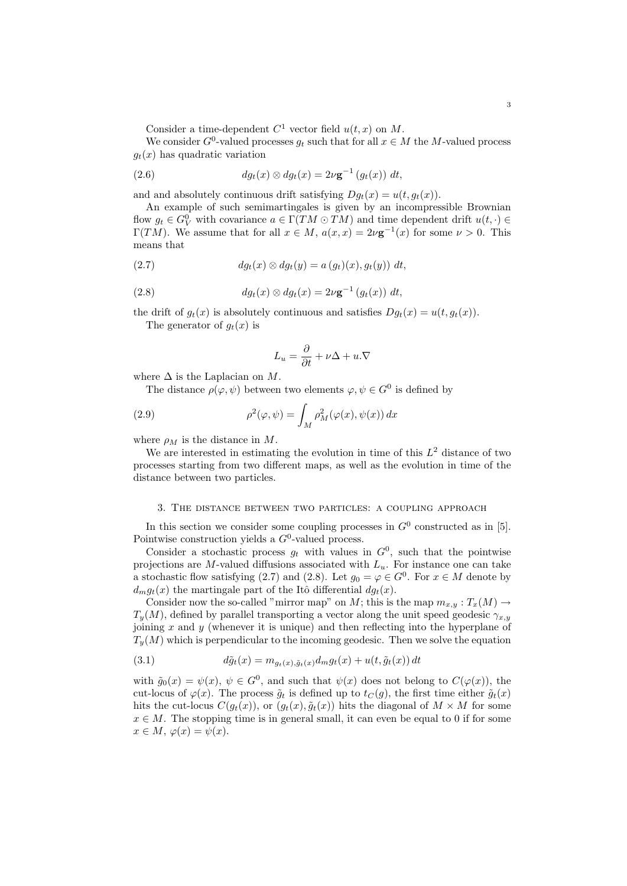Consider a time-dependent $C^1$ vector field $u(t,x)$ on $M$.

We consider $G^0$-valued processes $g_t$ such that for all $x \in M$ the $M$-valued process $g_t(x)$ has quadratic variation

$$dg_t(x) \otimes dg_t(x) = 2\nu \mathbf{g}^{-1}(g_t(x))\, dt, \tag{2.6}$$

and and absolutely continuous drift satisfying $Dg_t(x) = u(t, g_t(x))$.

An example of such semimartingales is given by an incompressible Brownian flow $g_t \in G_V^0$ with covariance $a \in \Gamma(TM \odot TM)$ and time dependent drift $u(t,\cdot) \in \Gamma(TM)$. We assume that for all $x \in M$, $a(x,x) = 2\nu \mathbf{g}^{-1}(x)$ for some $\nu > 0$. This means that

$$dg_t(x) \otimes dg_t(y) = a\,(g_t)(x), g_t(y))\, dt, \tag{2.7}$$

$$dg_t(x) \otimes dg_t(x) = 2\nu \mathbf{g}^{-1}(g_t(x))\, dt, \tag{2.8}$$

the drift of $g_t(x)$ is absolutely continuous and satisfies $Dg_t(x) = u(t, g_t(x))$.

The generator of $g_t(x)$ is

$$L_u = \frac{\partial}{\partial t} + \nu \Delta + u.\nabla$$

where $\Delta$ is the Laplacian on $M$.

The distance $\rho(\varphi, \psi)$ between two elements $\varphi, \psi \in G^0$ is defined by

$$\rho^2(\varphi, \psi) = \int_M \rho_M^2(\varphi(x), \psi(x))\, dx \tag{2.9}$$

where $\rho_M$ is the distance in $M$.

We are interested in estimating the evolution in time of this $L^2$ distance of two processes starting from two different maps, as well as the evolution in time of the distance between two particles.

## 3. The distance between two particles: a coupling approach

In this section we consider some coupling processes in $G^0$ constructed as in [5]. Pointwise construction yields a $G^0$-valued process.

Consider a stochastic process $g_t$ with values in $G^0$, such that the pointwise projections are $M$-valued diffusions associated with $L_u$. For instance one can take a stochastic flow satisfying (2.7) and (2.8). Let $g_0 = \varphi \in G^0$. For $x \in M$ denote by $d_m g_t(x)$ the martingale part of the Itô differential $dg_t(x)$.

Consider now the so-called "mirror map" on $M$; this is the map $m_{x,y} : T_x(M) \to T_y(M)$, defined by parallel transporting a vector along the unit speed geodesic $\gamma_{x,y}$ joining $x$ and $y$ (whenever it is unique) and then reflecting into the hyperplane of $T_y(M)$ which is perpendicular to the incoming geodesic. Then we solve the equation

$$d\tilde{g}_t(x) = m_{g_t(x), \tilde{g}_t(x)} d_m g_t(x) + u(t, \tilde{g}_t(x))\, dt \tag{3.1}$$

with $\tilde{g}_0(x) = \psi(x)$, $\psi \in G^0$, and such that $\psi(x)$ does not belong to $C(\varphi(x))$, the cut-locus of $\varphi(x)$. The process $\tilde{g}_t$ is defined up to $t_C(g)$, the first time either $\tilde{g}_t(x)$ hits the cut-locus $C(g_t(x))$, or $(g_t(x), \tilde{g}_t(x))$ hits the diagonal of $M \times M$ for some $x \in M$. The stopping time is in general small, it can even be equal to 0 if for some $x \in M$, $\varphi(x) = \psi(x)$.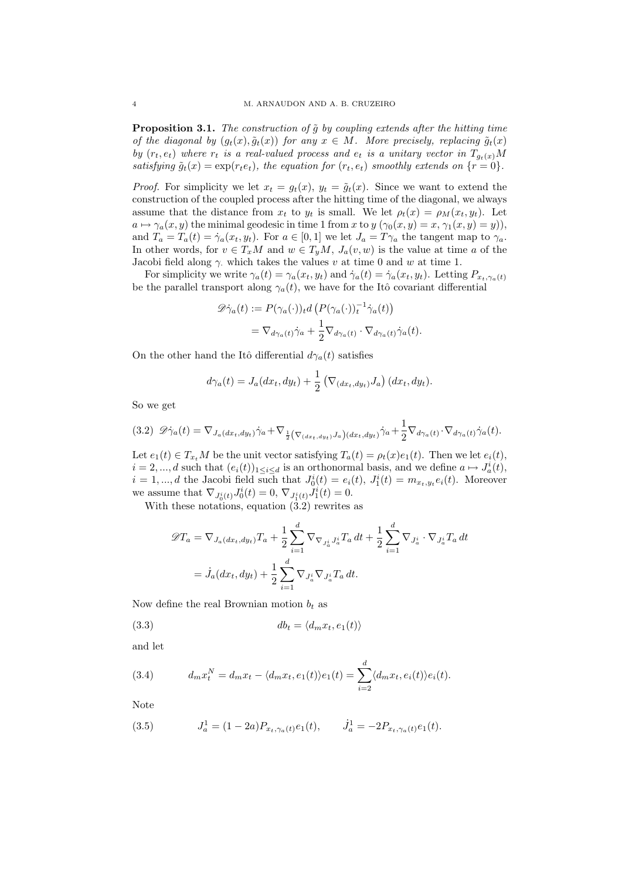**Proposition 3.1.** *The construction of $\tilde g$ by coupling extends after the hitting time of the diagonal by $(g_t(x), \tilde g_t(x))$ for any $x \in M$. More precisely, replacing $\tilde g_t(x)$ by $(r_t, e_t)$ where $r_t$ is a real-valued process and $e_t$ is a unitary vector in $T_{g_t(x)}M$ satisfying $\tilde g_t(x) = \exp(r_t e_t)$, the equation for $(r_t, e_t)$ smoothly extends on $\{r = 0\}$.*

*Proof.* For simplicity we let $x_t = g_t(x)$, $y_t = \tilde g_t(x)$. Since we want to extend the construction of the coupled process after the hitting time of the diagonal, we always assume that the distance from $x_t$ to $y_t$ is small. We let $\rho_t(x) = \rho_M(x_t, y_t)$. Let $a \mapsto \gamma_a(x, y)$ the minimal geodesic in time 1 from $x$ to $y$ ($\gamma_0(x, y) = x$, $\gamma_1(x, y) = y$)), and $T_a = T_a(t) = \dot\gamma_a(x_t, y_t)$. For $a \in [0, 1]$ we let $J_a = T\gamma_a$ the tangent map to $\gamma_a$. In other words, for $v \in T_xM$ and $w \in T_yM$, $J_a(v, w)$ is the value at time $a$ of the Jacobi field along $\gamma_\cdot$ which takes the values $v$ at time 0 and $w$ at time 1.

For simplicity we write $\gamma_a(t) = \gamma_a(x_t, y_t)$ and $\dot\gamma_a(t) = \dot\gamma_a(x_t, y_t)$. Letting $P_{x_t,\gamma_a(t)}$ be the parallel transport along $\gamma_a(t)$, we have for the Itô covariant differential

$$
\begin{aligned}
\mathscr{D}\dot\gamma_a(t) &:= P(\gamma_a(\cdot))_t d\left(P(\gamma_a(\cdot))_t^{-1}\dot\gamma_a(t)\right) \\
&= \nabla_{d\gamma_a(t)}\dot\gamma_a + \frac{1}{2}\nabla_{d\gamma_a(t)} \cdot \nabla_{d\gamma_a(t)}\dot\gamma_a(t).
\end{aligned}
$$

On the other hand the Itô differential $d\gamma_a(t)$ satisfies

$$
d\gamma_a(t) = J_a(dx_t, dy_t) + \frac{1}{2}\left(\nabla_{(dx_t,dy_t)}J_a\right)(dx_t, dy_t).
$$

So we get

$$
\mathscr{D}\dot\gamma_a(t) = \nabla_{J_a(dx_t,dy_t)}\dot\gamma_a + \nabla_{\frac{1}{2}\left(\nabla_{(dx_t,dy_t)}J_a\right)(dx_t,dy_t)}\dot\gamma_a + \frac{1}{2}\nabla_{d\gamma_a(t)} \cdot \nabla_{d\gamma_a(t)}\dot\gamma_a(t). \tag{3.2}
$$

Let $e_1(t) \in T_{x_t}M$ be the unit vector satisfying $T_a(t) = \rho_t(x)e_1(t)$. Then we let $e_i(t)$, $i = 2, ..., d$ such that $(e_i(t))_{1\le i\le d}$ is an orthonormal basis, and we define $a \mapsto J_a^i(t)$, $i = 1, ..., d$ the Jacobi field such that $J_0^i(t) = e_i(t)$, $J_1^i(t) = m_{x_t,y_t}e_i(t)$. Moreover we assume that $\nabla_{J_0^i(t)}J_0^i(t) = 0$, $\nabla_{J_1^i(t)}J_1^i(t) = 0$.

With these notations, equation (3.2) rewrites as

$$
\begin{aligned}
\mathscr{D}T_a &= \nabla_{J_a(dx_t,dy_t)}T_a + \frac{1}{2}\sum_{i=1}^d \nabla_{\nabla_{J_a^i}J_a^i}T_a\, dt + \frac{1}{2}\sum_{i=1}^d \nabla_{J_a^i} \cdot \nabla_{J_a^i}T_a\, dt \\
&= \dot J_a(dx_t, dy_t) + \frac{1}{2}\sum_{i=1}^d \nabla_{J_a^i}\nabla_{J_a^i}T_a\, dt.
\end{aligned}
$$

Now define the real Brownian motion $b_t$ as

$$
db_t = \langle d_m x_t, e_1(t)\rangle \tag{3.3}
$$

and let

$$
d_m x_t^N = d_m x_t - \langle d_m x_t, e_1(t)\rangle e_1(t) = \sum_{i=2}^d \langle d_m x_t, e_i(t)\rangle e_i(t). \tag{3.4}
$$

Note

$$
J_a^1 = (1 - 2a)P_{x_t,\gamma_a(t)}e_1(t), \qquad \dot J_a^1 = -2P_{x_t,\gamma_a(t)}e_1(t). \tag{3.5}
$$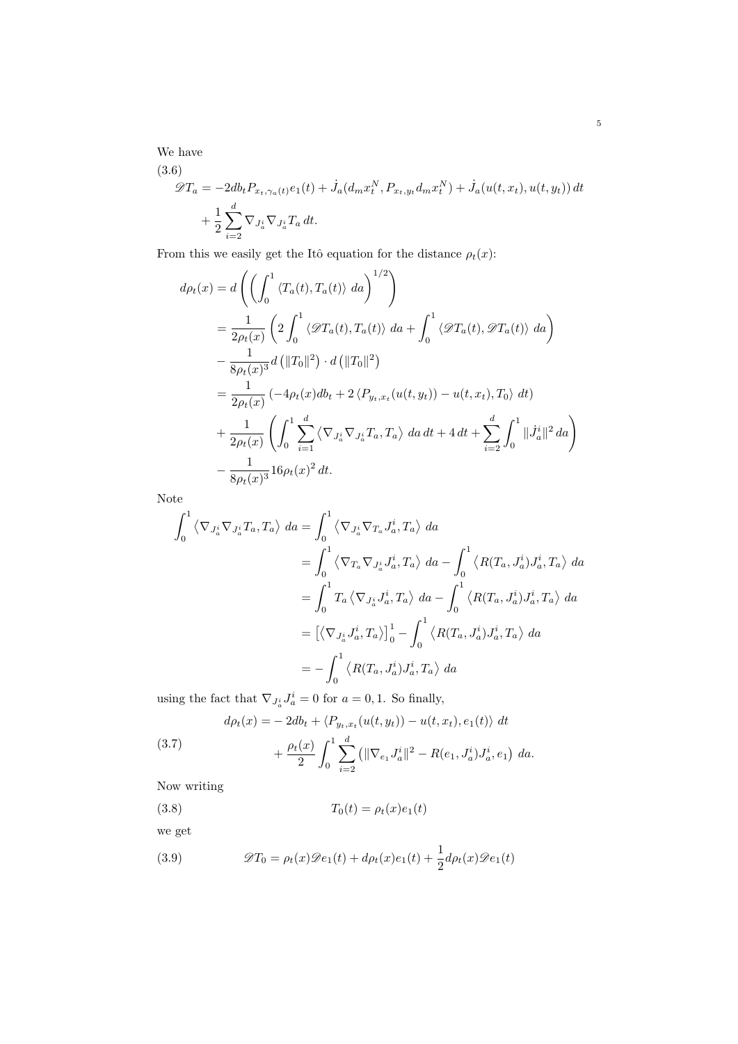We have

(3.6)

$$\mathscr{D}T_a = -2db_t P_{x_t,\gamma_a(t)}e_1(t) + \dot{J}_a(d_m x_t^N, P_{x_t,y_t}d_m x_t^N) + \dot{J}_a(u(t,x_t), u(t,y_t))\,dt$$
$$+ \frac{1}{2}\sum_{i=2}^d \nabla_{J_a^i}\nabla_{J_a^i}T_a\,dt.$$

From this we easily get the Itô equation for the distance $\rho_t(x)$:

$$\begin{aligned}
d\rho_t(x) &= d\left(\left(\int_0^1 \langle T_a(t), T_a(t)\rangle\, da\right)^{1/2}\right)\\
&= \frac{1}{2\rho_t(x)}\left(2\int_0^1 \langle \mathscr{D}T_a(t), T_a(t)\rangle\, da + \int_0^1 \langle \mathscr{D}T_a(t), \mathscr{D}T_a(t)\rangle\, da\right)\\
&\quad - \frac{1}{8\rho_t(x)^3} d\left(\|T_0\|^2\right)\cdot d\left(\|T_0\|^2\right)\\
&= \frac{1}{2\rho_t(x)}\left(-4\rho_t(x)db_t + 2\langle P_{y_t,x_t}(u(t,y_t)) - u(t,x_t), T_0\rangle\, dt\right)\\
&\quad + \frac{1}{2\rho_t(x)}\left(\int_0^1 \sum_{i=1}^d \left\langle \nabla_{J_a^i}\nabla_{J_a^i}T_a, T_a\right\rangle\, da\, dt + 4\,dt + \sum_{i=2}^d \int_0^1 \|\dot{J}_a^i\|^2\, da\right)\\
&\quad - \frac{1}{8\rho_t(x)^3}16\rho_t(x)^2\, dt.
\end{aligned}$$

Note

$$\begin{aligned}
\int_0^1 \left\langle \nabla_{J_a^i}\nabla_{J_a^i}T_a, T_a\right\rangle\, da &= \int_0^1 \left\langle \nabla_{J_a^i}\nabla_{T_a}J_a^i, T_a\right\rangle\, da\\
&= \int_0^1 \left\langle \nabla_{T_a}\nabla_{J_a^i}J_a^i, T_a\right\rangle\, da - \int_0^1 \left\langle R(T_a, J_a^i)J_a^i, T_a\right\rangle\, da\\
&= \int_0^1 T_a\left\langle \nabla_{J_a^i}J_a^i, T_a\right\rangle\, da - \int_0^1 \left\langle R(T_a, J_a^i)J_a^i, T_a\right\rangle\, da\\
&= \left[\left\langle \nabla_{J_a^i}J_a^i, T_a\right\rangle\right]_0^1 - \int_0^1 \left\langle R(T_a, J_a^i)J_a^i, T_a\right\rangle\, da\\
&= -\int_0^1 \left\langle R(T_a, J_a^i)J_a^i, T_a\right\rangle\, da
\end{aligned}$$

using the fact that $\nabla_{J_a^i}J_a^i = 0$ for $a = 0, 1$. So finally,

(3.7)

$$\begin{aligned}
d\rho_t(x) =& -2db_t + \langle P_{y_t,x_t}(u(t,y_t)) - u(t,x_t), e_1(t)\rangle\, dt\\
&+ \frac{\rho_t(x)}{2}\int_0^1 \sum_{i=2}^d \left(\|\nabla_{e_1}J_a^i\|^2 - R(e_1, J_a^i)J_a^i, e_1\right)\, da.
\end{aligned}$$

Now writing

$$T_0(t) = \rho_t(x)e_1(t) \tag{3.8}$$

we get

$$\mathscr{D}T_0 = \rho_t(x)\mathscr{D}e_1(t) + d\rho_t(x)e_1(t) + \frac{1}{2}d\rho_t(x)\mathscr{D}e_1(t) \tag{3.9}$$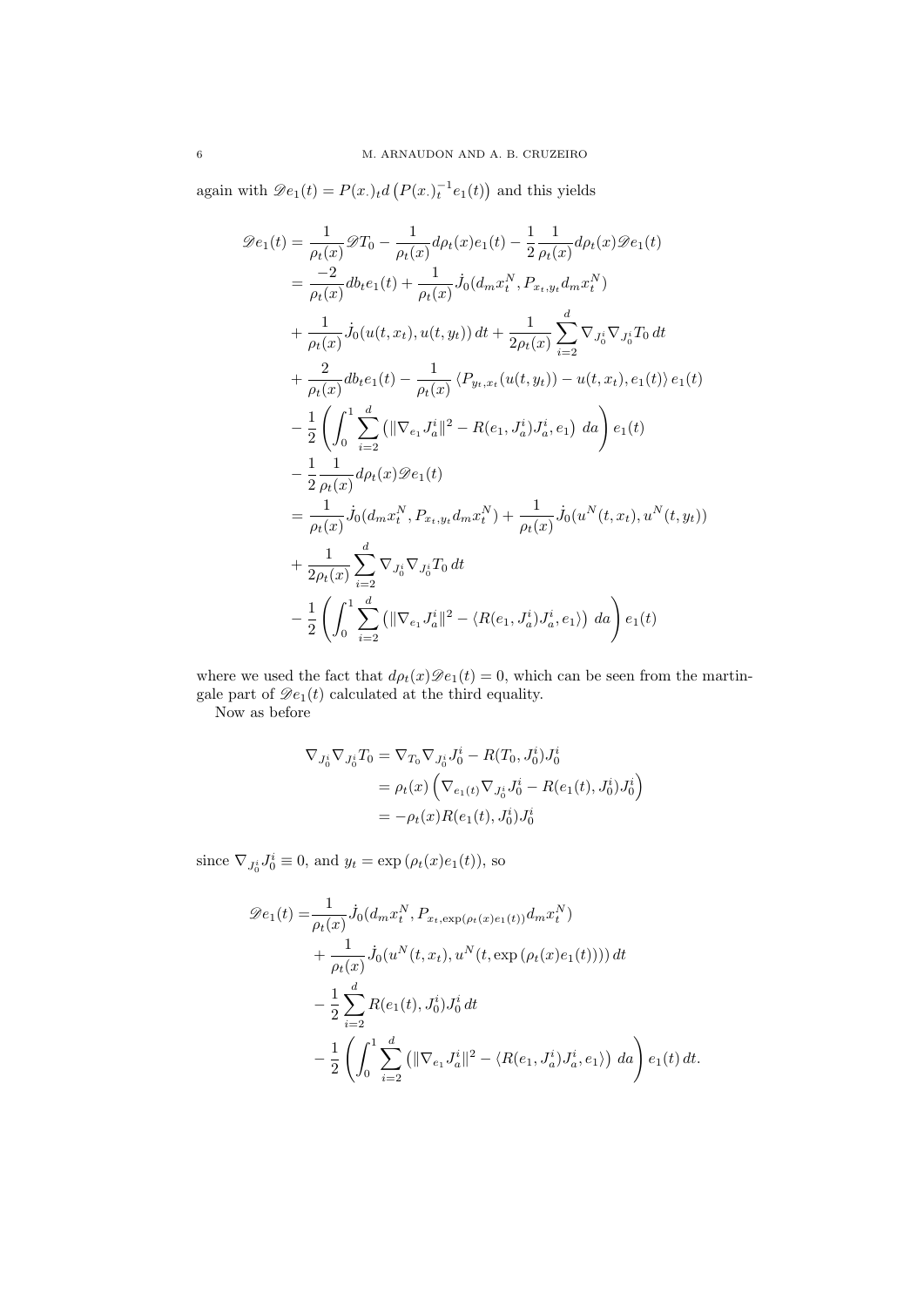again with $\mathscr{D}e_1(t) = P(x.)_t d\left(P(x.)_t^{-1}e_1(t)\right)$ and this yields

$$
\begin{aligned}
\mathscr{D}e_1(t) &= \frac{1}{\rho_t(x)}\mathscr{D}T_0 - \frac{1}{\rho_t(x)}d\rho_t(x)e_1(t) - \frac{1}{2}\frac{1}{\rho_t(x)}d\rho_t(x)\mathscr{D}e_1(t) \\
&= \frac{-2}{\rho_t(x)}db_t e_1(t) + \frac{1}{\rho_t(x)}\dot{J}_0(d_m x_t^N, P_{x_t,y_t}d_m x_t^N) \\
&+ \frac{1}{\rho_t(x)}\dot{J}_0(u(t,x_t),u(t,y_t))\,dt + \frac{1}{2\rho_t(x)}\sum_{i=2}^d \nabla_{J_0^i}\nabla_{J_0^i}T_0\,dt \\
&+ \frac{2}{\rho_t(x)}db_t e_1(t) - \frac{1}{\rho_t(x)}\left\langle P_{y_t,x_t}(u(t,y_t)) - u(t,x_t), e_1(t)\right\rangle e_1(t) \\
&- \frac{1}{2}\left(\int_0^1 \sum_{i=2}^d \left(\|\nabla_{e_1}J_a^i\|^2 - R(e_1,J_a^i)J_a^i, e_1\right)\,da\right)e_1(t) \\
&- \frac{1}{2}\frac{1}{\rho_t(x)}d\rho_t(x)\mathscr{D}e_1(t) \\
&= \frac{1}{\rho_t(x)}\dot{J}_0(d_m x_t^N, P_{x_t,y_t}d_m x_t^N) + \frac{1}{\rho_t(x)}\dot{J}_0(u^N(t,x_t),u^N(t,y_t)) \\
&+ \frac{1}{2\rho_t(x)}\sum_{i=2}^d \nabla_{J_0^i}\nabla_{J_0^i}T_0\,dt \\
&- \frac{1}{2}\left(\int_0^1 \sum_{i=2}^d \left(\|\nabla_{e_1}J_a^i\|^2 - \langle R(e_1,J_a^i)J_a^i, e_1\rangle\right)\,da\right)e_1(t)
\end{aligned}
$$

where we used the fact that $d\rho_t(x)\mathscr{D}e_1(t) = 0$, which can be seen from the martingale part of $\mathscr{D}e_1(t)$ calculated at the third equality.

Now as before

$$
\begin{aligned}
\nabla_{J_0^i}\nabla_{J_0^i}T_0 &= \nabla_{T_0}\nabla_{J_0^i}J_0^i - R(T_0,J_0^i)J_0^i \\
&= \rho_t(x)\left(\nabla_{e_1(t)}\nabla_{J_0^i}J_0^i - R(e_1(t),J_0^i)J_0^i\right) \\
&= -\rho_t(x)R(e_1(t),J_0^i)J_0^i
\end{aligned}
$$

since $\nabla_{J_0^i}J_0^i \equiv 0$, and $y_t = \exp\left(\rho_t(x)e_1(t)\right)$, so

$$
\begin{aligned}
\mathscr{D}e_1(t) =& \frac{1}{\rho_t(x)}\dot{J}_0(d_m x_t^N, P_{x_t,\exp(\rho_t(x)e_1(t))}d_m x_t^N) \\
&+ \frac{1}{\rho_t(x)}\dot{J}_0(u^N(t,x_t),u^N(t,\exp\left(\rho_t(x)e_1(t)\right)))\,dt \\
&- \frac{1}{2}\sum_{i=2}^d R(e_1(t),J_0^i)J_0^i\,dt \\
&- \frac{1}{2}\left(\int_0^1 \sum_{i=2}^d \left(\|\nabla_{e_1}J_a^i\|^2 - \langle R(e_1,J_a^i)J_a^i, e_1\rangle\right)\,da\right)e_1(t)\,dt.
\end{aligned}
$$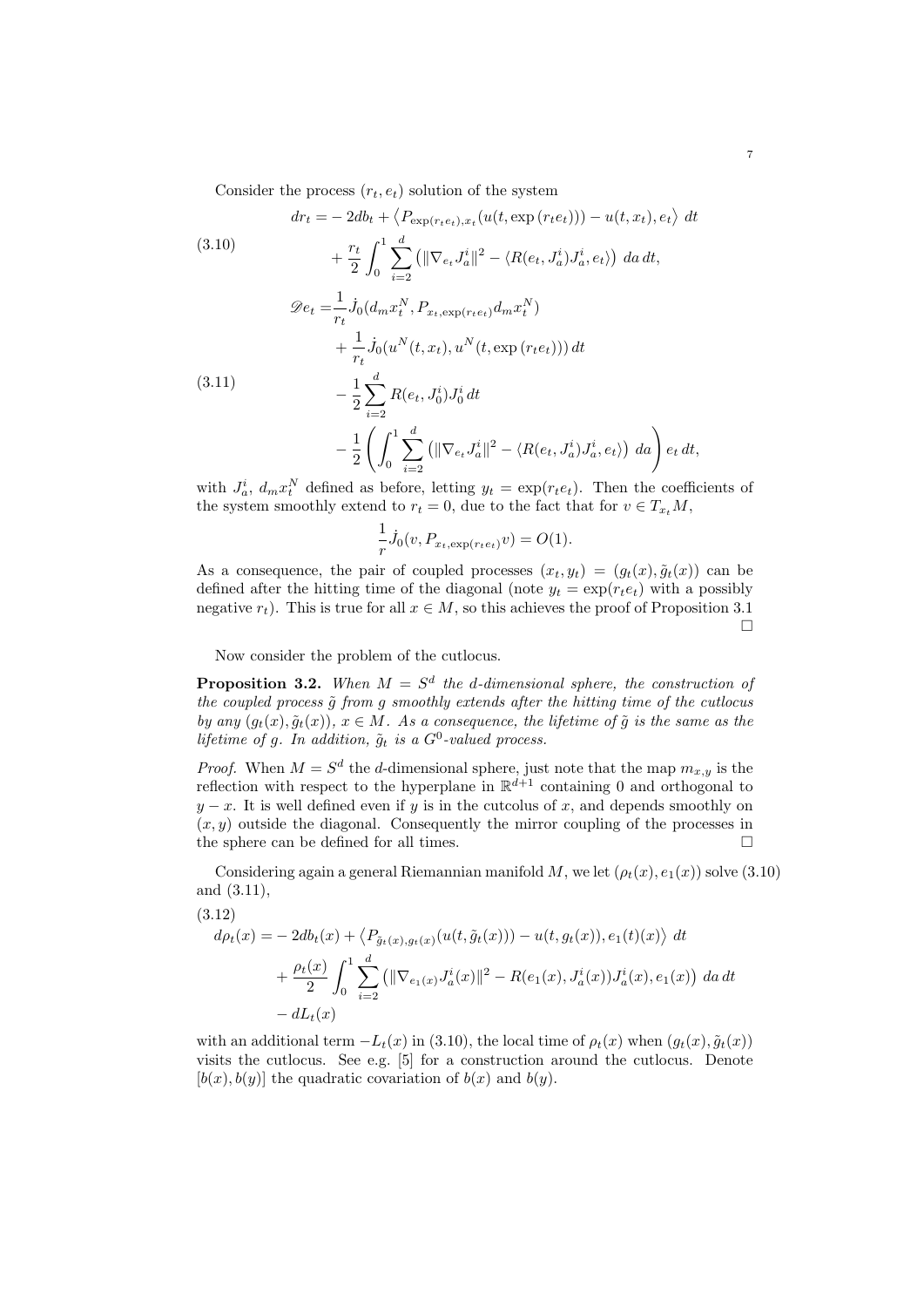Consider the process $(r_t, e_t)$ solution of the system

$$
\begin{aligned}
dr_t =& -2db_t + \left\langle P_{\exp(r_te_t),x_t}(u(t,\exp(r_te_t))) - u(t,x_t), e_t\right\rangle \, dt \\
&+ \frac{r_t}{2}\int_0^1 \sum_{i=2}^d \left( \|\nabla_{e_t} J_a^i\|^2 - \langle R(e_t, J_a^i)J_a^i, e_t\rangle\right) \, da\, dt,
\end{aligned} \tag{3.10}
$$

$$
\begin{aligned}
\mathscr{D}e_t =& \frac{1}{r_t}\dot{J}_0(d_m x_t^N, P_{x_t,\exp(r_te_t)} d_m x_t^N) \\
&+ \frac{1}{r_t}\dot{J}_0(u^N(t,x_t), u^N(t,\exp(r_te_t)))\, dt \\
&- \frac{1}{2}\sum_{i=2}^d R(e_t, J_0^i)J_0^i \, dt \\
&- \frac{1}{2}\left( \int_0^1 \sum_{i=2}^d \left( \|\nabla_{e_t} J_a^i\|^2 - \langle R(e_t, J_a^i)J_a^i, e_t\rangle\right) \, da\right) e_t \, dt,
\end{aligned} \tag{3.11}
$$

with $J_a^i$, $d_m x_t^N$ defined as before, letting $y_t = \exp(r_te_t)$. Then the coefficients of the system smoothly extend to $r_t = 0$, due to the fact that for $v \in T_{x_t}M$,

$$
\frac{1}{r}\dot{J}_0(v, P_{x_t,\exp(r_te_t)}v) = O(1).
$$

As a consequence, the pair of coupled processes $(x_t, y_t) = (g_t(x), \tilde{g}_t(x))$ can be defined after the hitting time of the diagonal (note $y_t = \exp(r_te_t)$ with a possibly negative $r_t$). This is true for all $x \in M$, so this achieves the proof of Proposition 3.1 □

Now consider the problem of the cutlocus.

**Proposition 3.2.** *When $M = S^d$ the d-dimensional sphere, the construction of the coupled process $\tilde{g}$ from $g$ smoothly extends after the hitting time of the cutlocus by any $(g_t(x), \tilde{g}_t(x))$, $x \in M$. As a consequence, the lifetime of $\tilde{g}$ is the same as the lifetime of $g$. In addition, $\tilde{g}_t$ is a $G^0$-valued process.*

*Proof.* When $M = S^d$ the $d$-dimensional sphere, just note that the map $m_{x,y}$ is the reflection with respect to the hyperplane in $\mathbb{R}^{d+1}$ containing 0 and orthogonal to $y - x$. It is well defined even if $y$ is in the cutcolus of $x$, and depends smoothly on $(x, y)$ outside the diagonal. Consequently the mirror coupling of the processes in the sphere can be defined for all times. □

Considering again a general Riemannian manifold $M$, we let $(\rho_t(x), e_1(x))$ solve (3.10) and (3.11),

$$
\begin{aligned}
d\rho_t(x) =& -2db_t(x) + \left\langle P_{\tilde{g}_t(x),g_t(x)}(u(t,\tilde{g}_t(x))) - u(t,g_t(x)), e_1(t)(x)\right\rangle \, dt \\
&+ \frac{\rho_t(x)}{2}\int_0^1 \sum_{i=2}^d \left( \|\nabla_{e_1(x)} J_a^i(x)\|^2 - R(e_1(x), J_a^i(x))J_a^i(x), e_1(x)\right) \, da\, dt \\
&- dL_t(x)
\end{aligned} \tag{3.12}
$$

with an additional term $-L_t(x)$ in (3.10), the local time of $\rho_t(x)$ when $(g_t(x), \tilde{g}_t(x))$ visits the cutlocus. See e.g. [5] for a construction around the cutlocus. Denote $[b(x), b(y)]$ the quadratic covariation of $b(x)$ and $b(y)$.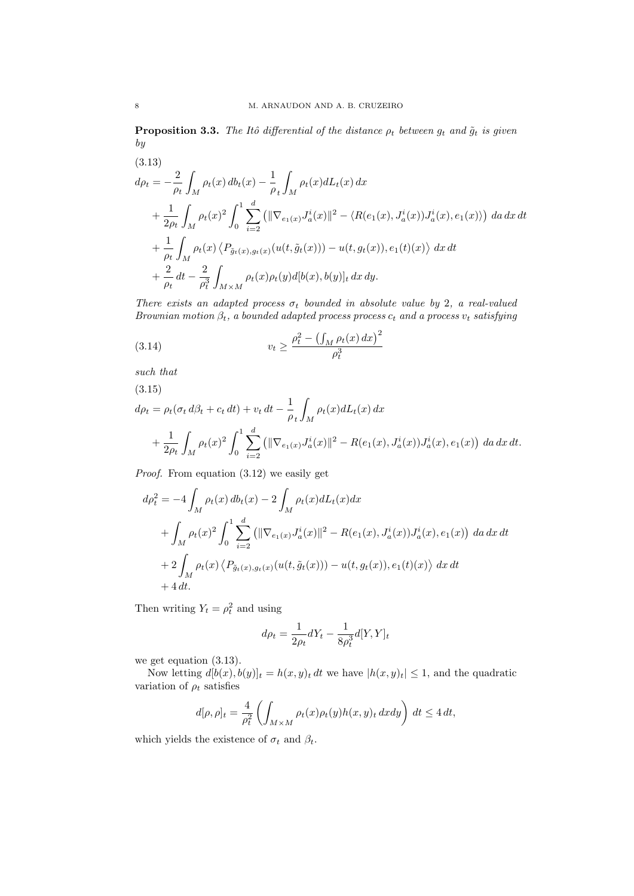**Proposition 3.3.** *The Itô differential of the distance $\rho_t$ between $g_t$ and $\tilde{g}_t$ is given by*

$$
\begin{aligned}
d\rho_t = &-\frac{2}{\rho_t}\int_M \rho_t(x)\, db_t(x) - \frac{1}{\rho}_t \int_M \rho_t(x) dL_t(x)\, dx \\
&+ \frac{1}{2\rho_t}\int_M \rho_t(x)^2 \int_0^1 \sum_{i=2}^d \left( \|\nabla_{e_1(x)} J_a^i(x)\|^2 - \langle R(e_1(x), J_a^i(x)) J_a^i(x), e_1(x)\rangle \right) da\, dx\, dt \\
&+ \frac{1}{\rho_t}\int_M \rho_t(x) \left\langle P_{\tilde{g}_t(x), g_t(x)}(u(t,\tilde{g}_t(x))) - u(t, g_t(x)), e_1(t)(x) \right\rangle dx\, dt \\
&+ \frac{2}{\rho_t}\, dt - \frac{2}{\rho_t^3}\int_{M\times M} \rho_t(x)\rho_t(y) d[b(x), b(y)]_t\, dx\, dy.
\end{aligned}
\tag{3.13}
$$

*There exists an adapted process $\sigma_t$ bounded in absolute value by 2, a real-valued Brownian motion $\beta_t$, a bounded adapted process process $c_t$ and a process $v_t$ satisfying*

$$
v_t \geq \frac{\rho_t^2 - \left(\int_M \rho_t(x)\, dx\right)^2}{\rho_t^3}
\tag{3.14}
$$

*such that*

$$
\begin{aligned}
d\rho_t = &\rho_t(\sigma_t\, d\beta_t + c_t\, dt) + v_t\, dt - \frac{1}{\rho}_t \int_M \rho_t(x) dL_t(x)\, dx \\
&+ \frac{1}{2\rho_t}\int_M \rho_t(x)^2 \int_0^1 \sum_{i=2}^d \left( \|\nabla_{e_1(x)} J_a^i(x)\|^2 - R(e_1(x), J_a^i(x)) J_a^i(x), e_1(x) \right) da\, dx\, dt.
\end{aligned}
\tag{3.15}
$$

*Proof.* From equation (3.12) we easily get

$$
\begin{aligned}
d\rho_t^2 = &-4\int_M \rho_t(x)\, db_t(x) - 2\int_M \rho_t(x) dL_t(x) dx \\
&+ \int_M \rho_t(x)^2 \int_0^1 \sum_{i=2}^d \left( \|\nabla_{e_1(x)} J_a^i(x)\|^2 - R(e_1(x), J_a^i(x)) J_a^i(x), e_1(x) \right) da\, dx\, dt \\
&+ 2\int_M \rho_t(x) \left\langle P_{\tilde{g}_t(x), g_t(x)}(u(t,\tilde{g}_t(x))) - u(t, g_t(x)), e_1(t)(x) \right\rangle dx\, dt \\
&+ 4\, dt.
\end{aligned}
$$

Then writing $Y_t = \rho_t^2$ and using

$$
d\rho_t = \frac{1}{2\rho_t} dY_t - \frac{1}{8\rho_t^3} d[Y, Y]_t
$$

we get equation (3.13).

Now letting $d[b(x), b(y)]_t = h(x, y)_t\, dt$ we have $|h(x, y)_t| \leq 1$, and the quadratic variation of $\rho_t$ satisfies

$$
d[\rho, \rho]_t = \frac{4}{\rho_t^2}\left( \int_{M\times M} \rho_t(x)\rho_t(y) h(x, y)_t\, dx dy \right) dt \leq 4\, dt,
$$

which yields the existence of $\sigma_t$ and $\beta_t$.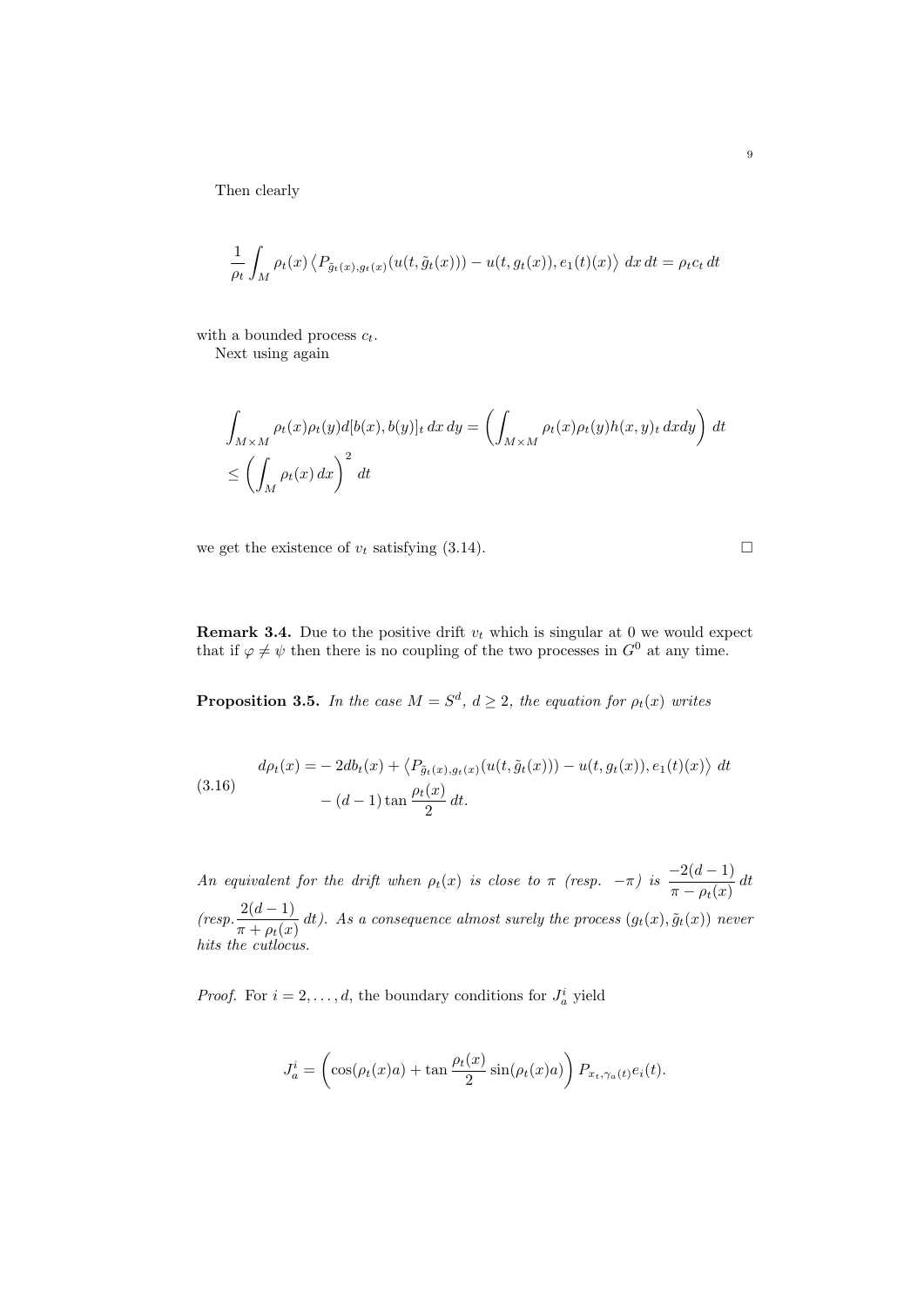Then clearly

$$\frac{1}{\rho_t}\int_M \rho_t(x)\left\langle P_{\tilde g_t(x),g_t(x)}(u(t,\tilde g_t(x))) - u(t,g_t(x)), e_1(t)(x)\right\rangle\,dx\,dt = \rho_t c_t\,dt$$

with a bounded process $c_t$.

Next using again

$$\int_{M\times M}\rho_t(x)\rho_t(y)d[b(x),b(y)]_t\,dx\,dy = \left(\int_{M\times M}\rho_t(x)\rho_t(y)h(x,y)_t\,dxdy\right)\,dt$$
$$\le \left(\int_M \rho_t(x)\,dx\right)^2\,dt$$

we get the existence of $v_t$ satisfying (3.14). $\square$

**Remark 3.4.** Due to the positive drift $v_t$ which is singular at 0 we would expect that if $\varphi\neq\psi$ then there is no coupling of the two processes in $G^0$ at any time.

**Proposition 3.5.** *In the case $M=S^d$, $d\ge 2$, the equation for $\rho_t(x)$ writes*

$$\begin{aligned}
d\rho_t(x) =& -2db_t(x) + \left\langle P_{\tilde g_t(x),g_t(x)}(u(t,\tilde g_t(x))) - u(t,g_t(x)), e_1(t)(x)\right\rangle\,dt\\
&-(d-1)\tan\frac{\rho_t(x)}{2}\,dt.
\end{aligned}\tag{3.16}$$

*An equivalent for the drift when $\rho_t(x)$ is close to $\pi$ (resp. $-\pi$) is $\dfrac{-2(d-1)}{\pi-\rho_t(x)}\,dt$ (resp. $\dfrac{2(d-1)}{\pi+\rho_t(x)}\,dt$). As a consequence almost surely the process $(g_t(x),\tilde g_t(x))$ never hits the cutlocus.*

*Proof.* For $i=2,\dots,d$, the boundary conditions for $J_a^i$ yield

$$J_a^i = \left(\cos(\rho_t(x)a) + \tan\frac{\rho_t(x)}{2}\sin(\rho_t(x)a)\right)P_{x_t,\gamma_a(t)}e_i(t).$$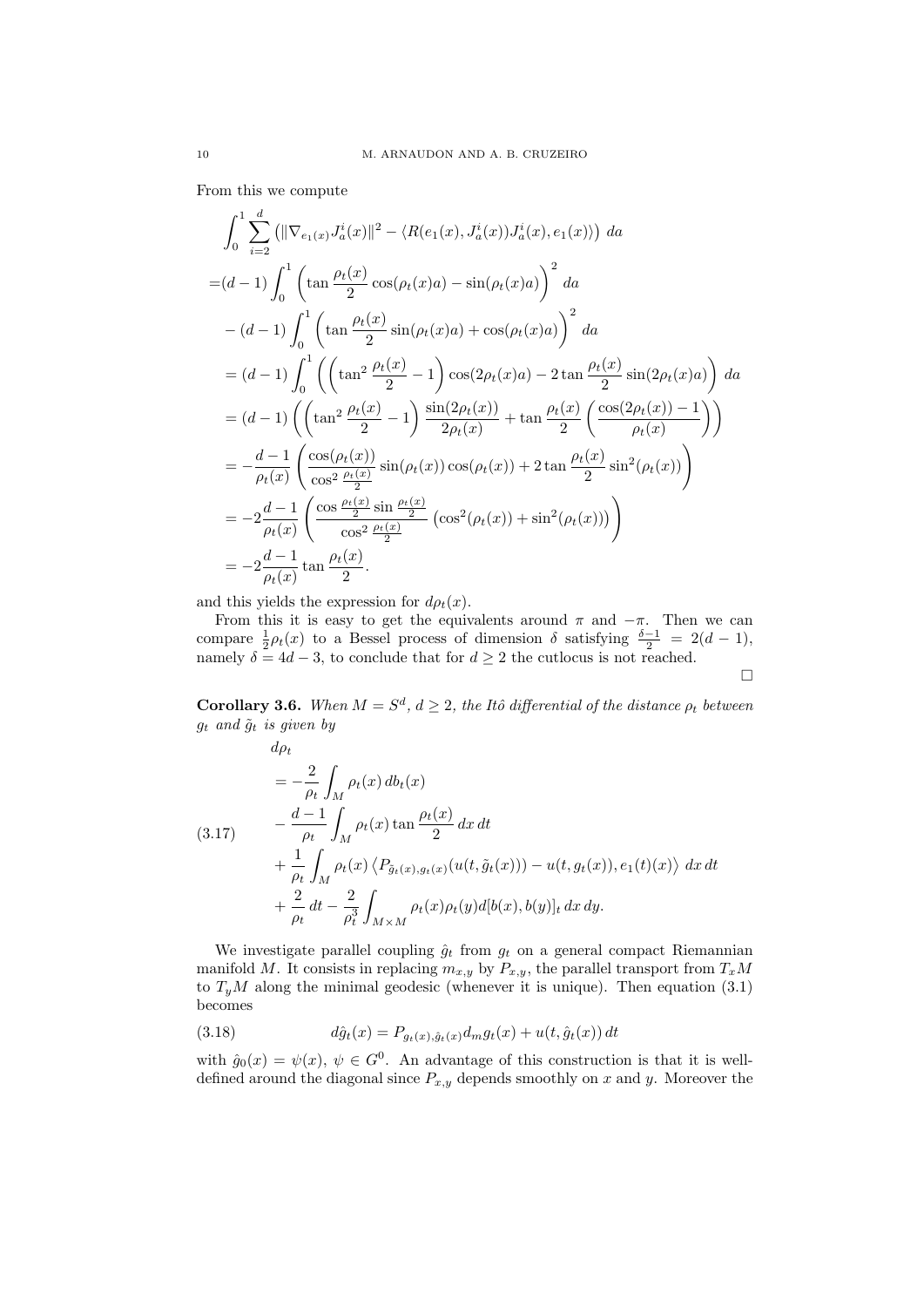From this we compute

$$
\begin{aligned}
&\int_0^1 \sum_{i=2}^d \left(\|\nabla_{e_1(x)} J_a^i(x)\|^2 - \langle R(e_1(x), J_a^i(x))J_a^i(x), e_1(x)\rangle\right)\, da \\
=&(d-1)\int_0^1 \left(\tan\frac{\rho_t(x)}{2}\cos(\rho_t(x)a) - \sin(\rho_t(x)a)\right)^2\, da \\
&-(d-1)\int_0^1 \left(\tan\frac{\rho_t(x)}{2}\sin(\rho_t(x)a) + \cos(\rho_t(x)a)\right)^2\, da \\
&=(d-1)\int_0^1 \left(\left(\tan^2\frac{\rho_t(x)}{2} - 1\right)\cos(2\rho_t(x)a) - 2\tan\frac{\rho_t(x)}{2}\sin(2\rho_t(x)a)\right)\, da \\
&=(d-1)\left(\left(\tan^2\frac{\rho_t(x)}{2} - 1\right)\frac{\sin(2\rho_t(x))}{2\rho_t(x)} + \tan\frac{\rho_t(x)}{2}\left(\frac{\cos(2\rho_t(x)) - 1}{\rho_t(x)}\right)\right) \\
&= -\frac{d-1}{\rho_t(x)}\left(\frac{\cos(\rho_t(x))}{\cos^2\frac{\rho_t(x)}{2}}\sin(\rho_t(x))\cos(\rho_t(x)) + 2\tan\frac{\rho_t(x)}{2}\sin^2(\rho_t(x))\right) \\
&= -2\frac{d-1}{\rho_t(x)}\left(\frac{\cos\frac{\rho_t(x)}{2}\sin\frac{\rho_t(x)}{2}}{\cos^2\frac{\rho_t(x)}{2}}\left(\cos^2(\rho_t(x)) + \sin^2(\rho_t(x))\right)\right) \\
&= -2\frac{d-1}{\rho_t(x)}\tan\frac{\rho_t(x)}{2}.
\end{aligned}
$$

and this yields the expression for $d\rho_t(x)$.

From this it is easy to get the equivalents around $\pi$ and $-\pi$. Then we can compare $\frac{1}{2}\rho_t(x)$ to a Bessel process of dimension $\delta$ satisfying $\frac{\delta-1}{2} = 2(d-1)$, namely $\delta = 4d-3$, to conclude that for $d \geq 2$ the cutlocus is not reached.

∎

**Corollary 3.6.** *When $M = S^d$, $d \geq 2$, the Itô differential of the distance $\rho_t$ between $g_t$ and $\tilde{g}_t$ is given by*

$$
\begin{aligned}
&d\rho_t \\
&= -\frac{2}{\rho_t}\int_M \rho_t(x)\, db_t(x) \\
&\quad - \frac{d-1}{\rho_t}\int_M \rho_t(x)\tan\frac{\rho_t(x)}{2}\, dx\, dt \\
&\quad + \frac{1}{\rho_t}\int_M \rho_t(x)\left\langle P_{\tilde{g}_t(x), g_t(x)}(u(t, \tilde{g}_t(x))) - u(t, g_t(x)), e_1(t)(x)\right\rangle\, dx\, dt \\
&\quad + \frac{2}{\rho_t}\, dt - \frac{2}{\rho_t^3}\int_{M\times M} \rho_t(x)\rho_t(y) d[b(x), b(y)]_t\, dx\, dy.
\end{aligned} \tag{3.17}
$$

We investigate parallel coupling $\hat{g}_t$ from $g_t$ on a general compact Riemannian manifold $M$. It consists in replacing $m_{x,y}$ by $P_{x,y}$, the parallel transport from $T_xM$ to $T_yM$ along the minimal geodesic (whenever it is unique). Then equation (3.1) becomes

$$
d\hat{g}_t(x) = P_{g_t(x), \hat{g}_t(x)} d_m g_t(x) + u(t, \hat{g}_t(x))\, dt \tag{3.18}
$$

with $\hat{g}_0(x) = \psi(x)$, $\psi \in G^0$. An advantage of this construction is that it is well-defined around the diagonal since $P_{x,y}$ depends smoothly on $x$ and $y$. Moreover the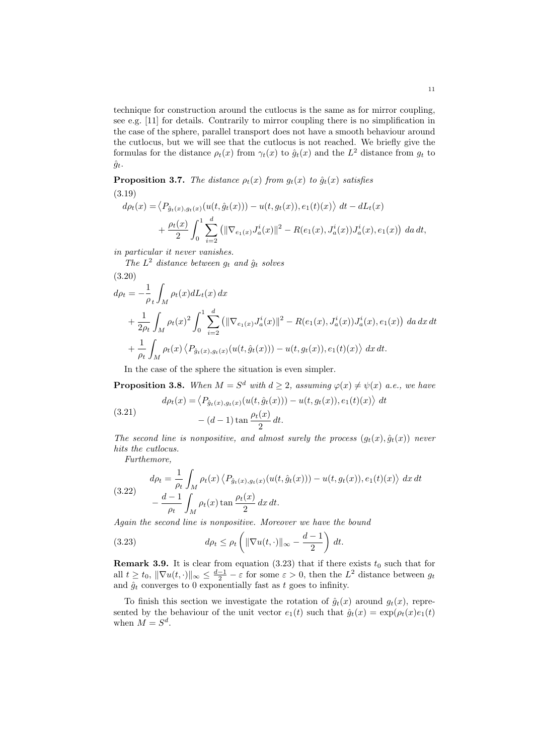technique for construction around the cutlocus is the same as for mirror coupling, see e.g. [11] for details. Contrarily to mirror coupling there is no simplification in the case of the sphere, parallel transport does not have a smooth behaviour around the cutlocus, but we will see that the cutlocus is not reached. We briefly give the formulas for the distance $\rho_t(x)$ from $\gamma_t(x)$ to $\hat{g}_t(x)$ and the $L^2$ distance from $g_t$ to $\hat{g}_t$.

**Proposition 3.7.** *The distance $\rho_t(x)$ from $g_t(x)$ to $\hat{g}_t(x)$ satisfies*

$$
\begin{aligned}
d\rho_t(x) =& \left\langle P_{\hat{g}_t(x),g_t(x)}(u(t,\hat{g}_t(x))) - u(t,g_t(x)), e_1(t)(x)\right\rangle \, dt - dL_t(x) \\
&+ \frac{\rho_t(x)}{2}\int_0^1 \sum_{i=2}^d \left(\|\nabla_{e_1(x)} J_a^i(x)\|^2 - R(e_1(x), J_a^i(x))J_a^i(x), e_1(x)\right) \, da \, dt,
\end{aligned}
\tag{3.19}
$$

*in particular it never vanishes.*

*The $L^2$ distance between $g_t$ and $\hat{g}_t$ solves*

$$
\begin{aligned}
d\rho_t =& -\frac{1}{\rho}_t \int_M \rho_t(x) dL_t(x)\, dx \\
&+ \frac{1}{2\rho_t}\int_M \rho_t(x)^2 \int_0^1 \sum_{i=2}^d \left(\|\nabla_{e_1(x)} J_a^i(x)\|^2 - R(e_1(x), J_a^i(x))J_a^i(x), e_1(x)\right) \, da\, dx\, dt \\
&+ \frac{1}{\rho_t}\int_M \rho_t(x) \left\langle P_{\hat{g}_t(x),g_t(x)}(u(t,\hat{g}_t(x))) - u(t,g_t(x)), e_1(t)(x)\right\rangle \, dx\, dt.
\end{aligned}
\tag{3.20}
$$

In the case of the sphere the situation is even simpler.

**Proposition 3.8.** *When $M = S^d$ with $d \geq 2$, assuming $\varphi(x) \neq \psi(x)$ a.e., we have*

$$
\begin{aligned}
d\rho_t(x) =& \left\langle P_{\hat{g}_t(x),g_t(x)}(u(t,\hat{g}_t(x))) - u(t,g_t(x)), e_1(t)(x)\right\rangle \, dt \\
&- (d-1)\tan\frac{\rho_t(x)}{2}\, dt.
\end{aligned}
\tag{3.21}
$$

*The second line is nonpositive, and almost surely the process $(g_t(x), \hat{g}_t(x))$ never hits the cutlocus.*

*Furthemore,*

$$
\begin{aligned}
d\rho_t =& \frac{1}{\rho_t}\int_M \rho_t(x) \left\langle P_{\hat{g}_t(x),g_t(x)}(u(t,\hat{g}_t(x))) - u(t,g_t(x)), e_1(t)(x)\right\rangle \, dx\, dt \\
&- \frac{d-1}{\rho_t}\int_M \rho_t(x)\tan\frac{\rho_t(x)}{2}\, dx\, dt.
\end{aligned}
\tag{3.22}
$$

*Again the second line is nonpositive. Moreover we have the bound*

$$
d\rho_t \leq \rho_t \left( \|\nabla u(t,\cdot)\|_\infty - \frac{d-1}{2}\right)\, dt.
\tag{3.23}
$$

**Remark 3.9.** It is clear from equation (3.23) that if there exists $t_0$ such that for all $t \geq t_0$, $\|\nabla u(t,\cdot)\|_\infty \leq \frac{d-1}{2} - \varepsilon$ for some $\varepsilon > 0$, then the $L^2$ distance between $g_t$ and $\hat{g}_t$ converges to 0 exponentially fast as $t$ goes to infinity.

To finish this section we investigate the rotation of $\hat{g}_t(x)$ around $g_t(x)$, represented by the behaviour of the unit vector $e_1(t)$ such that $\hat{g}_t(x) = \exp(\rho_t(x)e_1(t)$ when $M = S^d$.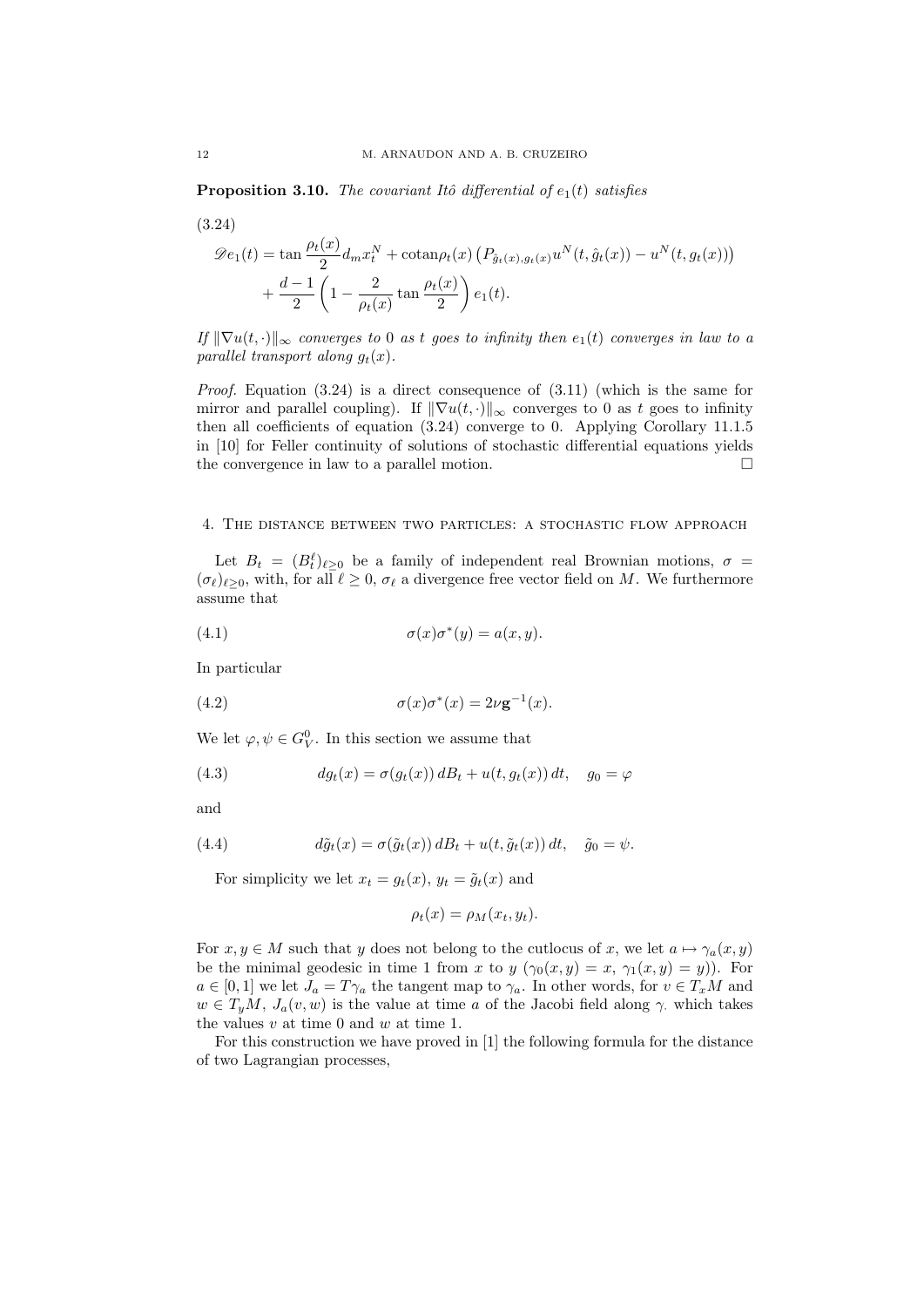**Proposition 3.10.** *The covariant Itô differential of $e_1(t)$ satisfies*

(3.24)

$$
\begin{aligned}
\mathscr{D}e_1(t) &= \tan\frac{\rho_t(x)}{2} d_m x_t^N + \mathrm{cotan}\rho_t(x)\left(P_{\hat{g}_t(x),g_t(x)} u^N(t,\hat{g}_t(x)) - u^N(t,g_t(x))\right) \\
&\quad + \frac{d-1}{2}\left(1 - \frac{2}{\rho_t(x)}\tan\frac{\rho_t(x)}{2}\right) e_1(t).
\end{aligned}
$$

*If $\|\nabla u(t,\cdot)\|_\infty$ converges to 0 as $t$ goes to infinity then $e_1(t)$ converges in law to a parallel transport along $g_t(x)$.*

*Proof.* Equation (3.24) is a direct consequence of (3.11) (which is the same for mirror and parallel coupling). If $\|\nabla u(t,\cdot)\|_\infty$ converges to 0 as $t$ goes to infinity then all coefficients of equation (3.24) converge to 0. Applying Corollary 11.1.5 in [10] for Feller continuity of solutions of stochastic differential equations yields the convergence in law to a parallel motion. □

## 4. The distance between two particles: a stochastic flow approach

Let $B_t = (B_t^\ell)_{\ell \geq 0}$ be a family of independent real Brownian motions, $\sigma = (\sigma_\ell)_{\ell \geq 0}$, with, for all $\ell \geq 0$, $\sigma_\ell$ a divergence free vector field on $M$. We furthermore assume that

$$\sigma(x)\sigma^*(y) = a(x,y). \tag{4.1}$$

In particular

$$\sigma(x)\sigma^*(x) = 2\nu \mathbf{g}^{-1}(x). \tag{4.2}$$

We let $\varphi, \psi \in G_V^0$. In this section we assume that

$$dg_t(x) = \sigma(g_t(x))\, dB_t + u(t, g_t(x))\, dt, \quad g_0 = \varphi \tag{4.3}$$

and

$$d\tilde{g}_t(x) = \sigma(\tilde{g}_t(x))\, dB_t + u(t, \tilde{g}_t(x))\, dt, \quad \tilde{g}_0 = \psi. \tag{4.4}$$

For simplicity we let $x_t = g_t(x)$, $y_t = \tilde{g}_t(x)$ and

$$\rho_t(x) = \rho_M(x_t, y_t).$$

For $x, y \in M$ such that $y$ does not belong to the cutlocus of $x$, we let $a \mapsto \gamma_a(x,y)$ be the minimal geodesic in time 1 from $x$ to $y$ ($\gamma_0(x,y) = x$, $\gamma_1(x,y) = y$)). For $a \in [0,1]$ we let $J_a = T\gamma_a$ the tangent map to $\gamma_a$. In other words, for $v \in T_xM$ and $w \in T_yM$, $J_a(v,w)$ is the value at time $a$ of the Jacobi field along $\gamma_\cdot$ which takes the values $v$ at time 0 and $w$ at time 1.

For this construction we have proved in [1] the following formula for the distance of two Lagrangian processes,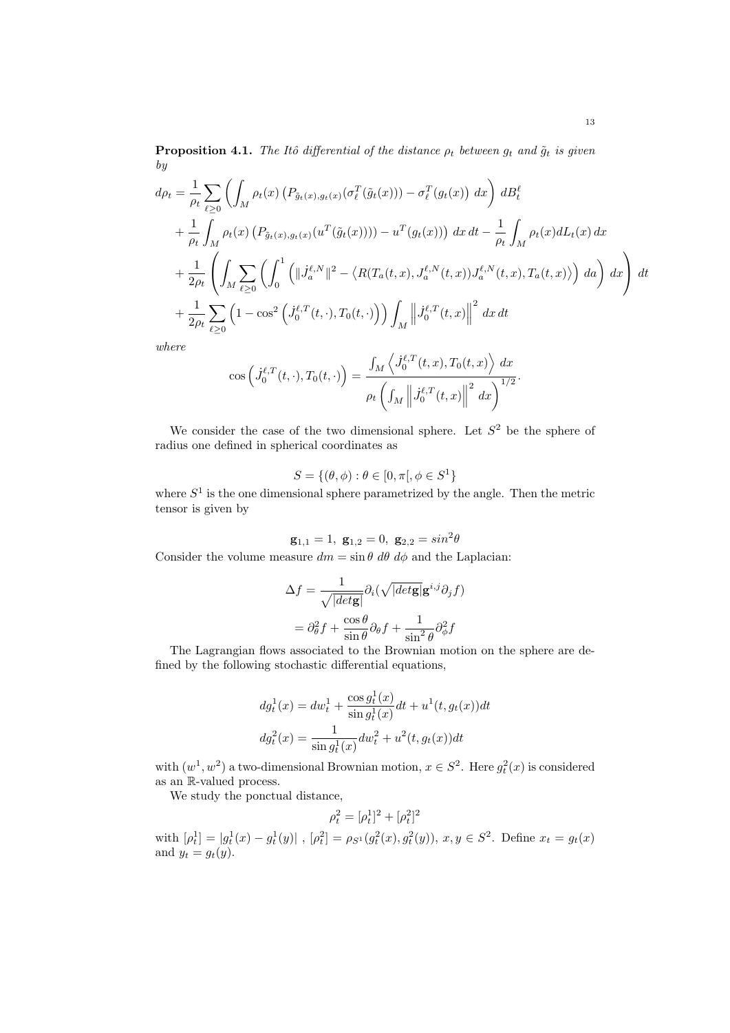**Proposition 4.1.** *The Itô differential of the distance $\rho_t$ between $g_t$ and $\tilde{g}_t$ is given by*

$$
\begin{aligned}
d\rho_t &= \frac{1}{\rho_t}\sum_{\ell\geq 0}\left(\int_M \rho_t(x)\left(P_{\tilde{g}_t(x),g_t(x)}(\sigma_\ell^T(\tilde{g}_t(x))) - \sigma_\ell^T(g_t(x)\right)\,dx\right)\,dB_t^\ell \\
&+ \frac{1}{\rho_t}\int_M \rho_t(x)\left(P_{\tilde{g}_t(x),g_t(x)}(u^T(\tilde{g}_t(x)))) - u^T(g_t(x))\right)\,dx\,dt - \frac{1}{\rho_t}\int_M \rho_t(x)dL_t(x)\,dx \\
&+ \frac{1}{2\rho_t}\left(\int_M \sum_{\ell\geq 0}\left(\int_0^1 \left(\|\dot{J}_a^{\ell,N}\|^2 - \left\langle R(T_a(t,x),J_a^{\ell,N}(t,x))J_a^{\ell,N}(t,x),T_a(t,x)\right\rangle\right)\,da\right)\,dx\right)\,dt \\
&+ \frac{1}{2\rho_t}\sum_{\ell\geq 0}\left(1-\cos^2\left(\dot{J}_0^{\ell,T}(t,\cdot),T_0(t,\cdot)\right)\right)\int_M \left\|\dot{J}_0^{\ell,T}(t,x)\right\|^2\,dx\,dt
\end{aligned}
$$

*where*

$$
\cos\left(\dot{J}_0^{\ell,T}(t,\cdot),T_0(t,\cdot)\right) = \frac{\int_M \left\langle \dot{J}_0^{\ell,T}(t,x),T_0(t,x)\right\rangle\,dx}{\rho_t\left(\int_M \left\|\dot{J}_0^{\ell,T}(t,x)\right\|^2\,dx\right)^{1/2}}.
$$

We consider the case of the two dimensional sphere. Let $S^2$ be the sphere of radius one defined in spherical coordinates as

$$
S = \{(\theta,\phi) : \theta \in [0,\pi[, \phi \in S^1\}
$$

where $S^1$ is the one dimensional sphere parametrized by the angle. Then the metric tensor is given by

$$
\mathbf{g}_{1,1} = 1,\ \mathbf{g}_{1,2} = 0,\ \mathbf{g}_{2,2} = sin^2\theta
$$

Consider the volume measure $dm = \sin\theta\ d\theta\ d\phi$ and the Laplacian:

$$
\begin{aligned}
\Delta f &= \frac{1}{\sqrt{|det\mathbf{g}|}}\partial_i(\sqrt{|det\mathbf{g}|}\mathbf{g}^{i,j}\partial_j f) \\
&= \partial_\theta^2 f + \frac{\cos\theta}{\sin\theta}\partial_\theta f + \frac{1}{\sin^2\theta}\partial_\phi^2 f
\end{aligned}
$$

The Lagrangian flows associated to the Brownian motion on the sphere are defined by the following stochastic differential equations,

$$
\begin{aligned}
dg_t^1(x) &= dw_t^1 + \frac{\cos g_t^1(x)}{\sin g_t^1(x)}dt + u^1(t,g_t(x))dt \\
dg_t^2(x) &= \frac{1}{\sin g_t^1(x)}dw_t^2 + u^2(t,g_t(x))dt
\end{aligned}
$$

with $(w^1,w^2)$ a two-dimensional Brownian motion, $x \in S^2$. Here $g_t^2(x)$ is considered as an $\mathbb{R}$-valued process.

We study the ponctual distance,

$$
\rho_t^2 = [\rho_t^1]^2 + [\rho_t^2]^2
$$

with $[\rho_t^1] = |g_t^1(x) - g_t^1(y)|$ , $[\rho_t^2] = \rho_{S^1}(g_t^2(x),g_t^2(y))$, $x,y \in S^2$. Define $x_t = g_t(x)$ and $y_t = g_t(y)$.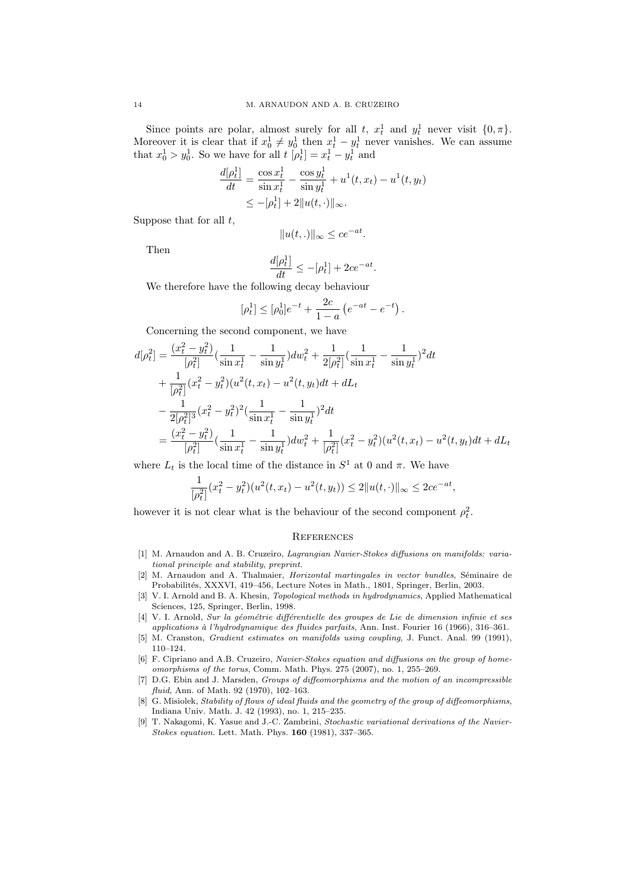Since points are polar, almost surely for all $t$, $x_t^1$ and $y_t^1$ never visit $\{0, \pi\}$. Moreover it is clear that if $x_0^1 \neq y_0^1$ then $x_t^1 - y_t^1$ never vanishes. We can assume that $x_0^1 > y_0^1$. So we have for all $t$ $[\rho_t^1] = x_t^1 - y_t^1$ and

$$
\begin{aligned}
\frac{d[\rho_t^1]}{dt} &= \frac{\cos x_t^1}{\sin x_t^1} - \frac{\cos y_t^1}{\sin y_t^1} + u^1(t, x_t) - u^1(t, y_t) \\
&\leq -[\rho_t^1] + 2\|u(t, \cdot)\|_\infty.
\end{aligned}
$$

Suppose that for all $t$,

$$\|u(t, .)\|_\infty \leq ce^{-at}.$$

Then

$$\frac{d[\rho_t^1]}{dt} \leq -[\rho_t^1] + 2ce^{-at}.$$

We therefore have the following decay behaviour

$$[\rho_t^1] \leq [\rho_0^1]e^{-t} + \frac{2c}{1-a}\left(e^{-at} - e^{-t}\right).$$

Concerning the second component, we have

$$
\begin{aligned}
d[\rho_t^2] &= \frac{(x_t^2 - y_t^2)}{[\rho_t^2]}\left(\frac{1}{\sin x_t^1} - \frac{1}{\sin y_t^1}\right)dw_t^2 + \frac{1}{2[\rho_t^2]}\left(\frac{1}{\sin x_t^1} - \frac{1}{\sin y_t^1}\right)^2 dt \\
&\quad + \frac{1}{[\rho_t^2]}(x_t^2 - y_t^2)(u^2(t, x_t) - u^2(t, y_t)dt + dL_t \\
&\quad - \frac{1}{2[\rho_t^2]^3}(x_t^2 - y_t^2)^2\left(\frac{1}{\sin x_t^1} - \frac{1}{\sin y_t^1}\right)^2 dt \\
&= \frac{(x_t^2 - y_t^2)}{[\rho_t^2]}\left(\frac{1}{\sin x_t^1} - \frac{1}{\sin y_t^1}\right)dw_t^2 + \frac{1}{[\rho_t^2]}(x_t^2 - y_t^2)(u^2(t, x_t) - u^2(t, y_t)dt + dL_t
\end{aligned}
$$

where $L_t$ is the local time of the distance in $S^1$ at 0 and $\pi$. We have

$$\frac{1}{[\rho_t^2]}(x_t^2 - y_t^2)(u^2(t, x_t) - u^2(t, y_t)) \leq 2\|u(t, \cdot)\|_\infty \leq 2ce^{-at},$$

however it is not clear what is the behaviour of the second component $\rho_t^2$.

## References

[1] M. Arnaudon and A. B. Cruzeiro, *Lagrangian Navier-Stokes diffusions on manifolds: variational principle and stability*, *preprint.*

[2] M. Arnaudon and A. Thalmaier, *Horizontal martingales in vector bundles*, Séminaire de Probabilités, XXXVI, 419–456, Lecture Notes in Math., 1801, Springer, Berlin, 2003.

[3] V. I. Arnold and B. A. Khesin, *Topological methods in hydrodynamics*, Applied Mathematical Sciences, 125, Springer, Berlin, 1998.

[4] V. I. Arnold, *Sur la géométrie différentielle des groupes de Lie de dimension infinie et ses applications à l'hydrodynamique des fluides parfaits*, Ann. Inst. Fourier 16 (1966), 316–361.

[5] M. Cranston, *Gradient estimates on manifolds using coupling*, J. Funct. Anal. 99 (1991), 110–124.

[6] F. Cipriano and A.B. Cruzeiro, *Navier-Stokes equation and diffusions on the group of homeomorphisms of the torus*, Comm. Math. Phys. 275 (2007), no. 1, 255–269.

[7] D.G. Ebin and J. Marsden, *Groups of diffeomorphisms and the motion of an incompressible fluid*, Ann. of Math. 92 (1970), 102–163.

[8] G. Misiolek, *Stability of flows of ideal fluids and the geometry of the group of diffeomorphisms*, Indiana Univ. Math. J. 42 (1993), no. 1, 215–235.

[9] T. Nakagomi, K. Yasue and J.-C. Zambrini, *Stochastic variational derivations of the Navier-Stokes equation.* Lett. Math. Phys. **160** (1981), 337–365.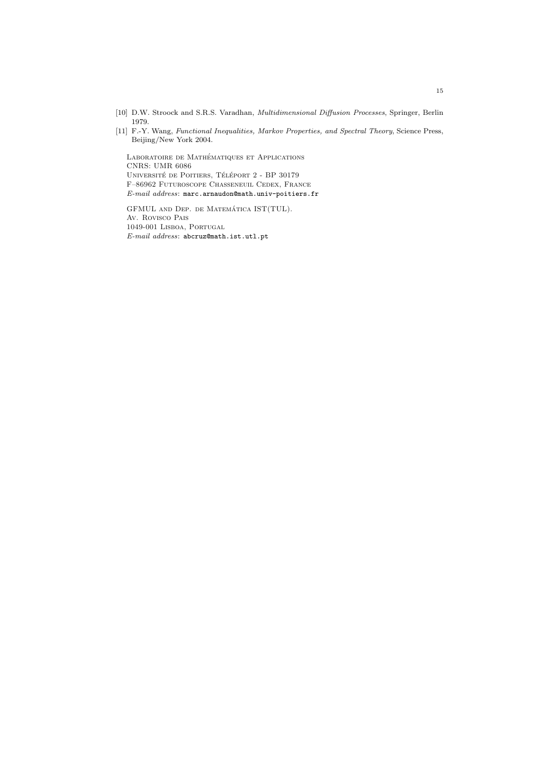[10] D.W. Stroock and S.R.S. Varadhan, *Multidimensional Diffusion Processes*, Springer, Berlin 1979.

[11] F.-Y. Wang, *Functional Inequalities, Markov Properties, and Spectral Theory*, Science Press, Beijing/New York 2004.

Laboratoire de Mathématiques et Applications
CNRS: UMR 6086
Université de Poitiers, Téléport 2 - BP 30179
F–86962 Futuroscope Chasseneuil Cedex, France
*E-mail address*: marc.arnaudon@math.univ-poitiers.fr

GFMUL and Dep. de Matemática IST(TUL).
Av. Rovisco Pais
1049-001 Lisboa, Portugal
*E-mail address*: abcruz@math.ist.utl.pt